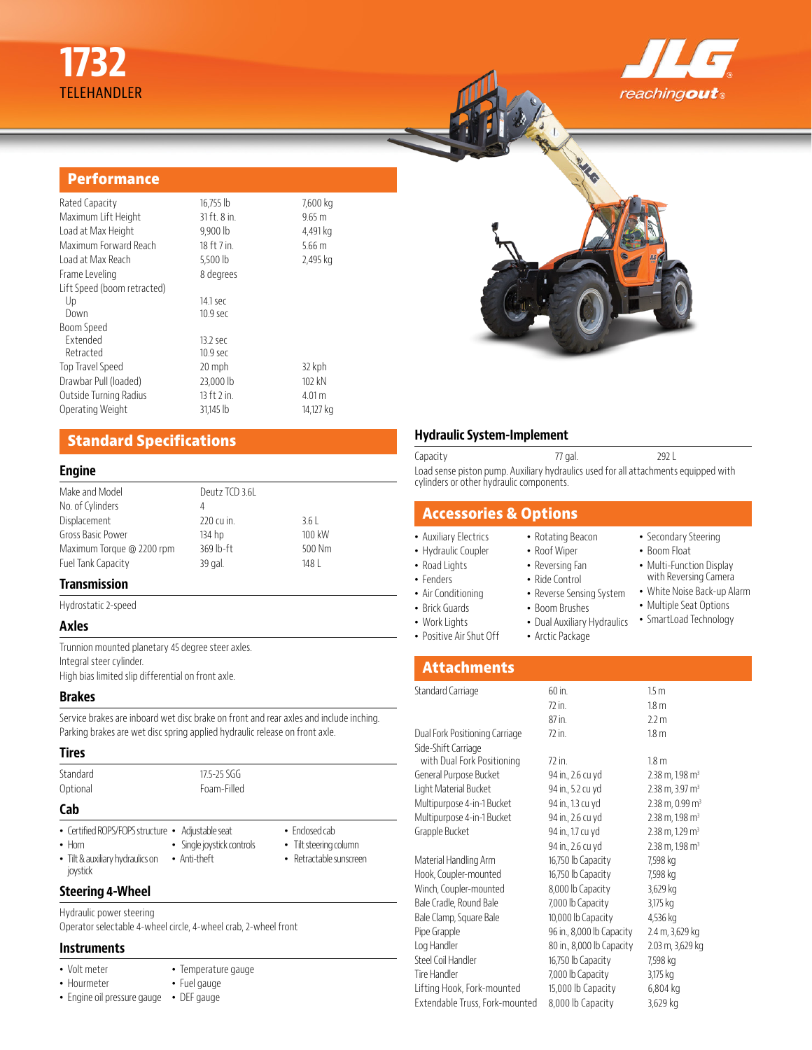# 1732

TELEHANDLER

JLG reachingout

## Performance

| | | |
|---|---|---|
| Rated Capacity | 16,755 lb | 7,600 kg |
| Maximum Lift Height | 31 ft. 8 in. | 9.65 m |
| Load at Max Height | 9,900 lb | 4,491 kg |
| Maximum Forward Reach | 18 ft 7 in. | 5.66 m |
| Load at Max Reach | 5,500 lb | 2,495 kg |
| Frame Leveling | 8 degrees | |
| Lift Speed (boom retracted) | | |
| Up | 14.1 sec | |
| Down | 10.9 sec | |
| Boom Speed | | |
| Extended | 13.2 sec | |
| Retracted | 10.9 sec | |
| Top Travel Speed | 20 mph | 32 kph |
| Drawbar Pull (loaded) | 23,000 lb | 102 kN |
| Outside Turning Radius | 13 ft 2 in. | 4.01 m |
| Operating Weight | 31,145 lb | 14,127 kg |

## Standard Specifications

### Engine

| | | |
|---|---|---|
| Make and Model | Deutz TCD 3.6L | |
| No. of Cylinders | 4 | |
| Displacement | 220 cu in. | 3.6 L |
| Gross Basic Power | 134 hp | 100 kW |
| Maximum Torque @ 2200 rpm | 369 lb-ft | 500 Nm |
| Fuel Tank Capacity | 39 gal. | 148 L |

### Transmission

Hydrostatic 2-speed

### Axles

Trunnion mounted planetary 45 degree steer axles.
Integral steer cylinder.
High bias limited slip differential on front axle.

### Brakes

Service brakes are inboard wet disc brake on front and rear axles and include inching.
Parking brakes are wet disc spring applied hydraulic release on front axle.

### Tires

| | |
|---|---|
| Standard | 17.5-25 SGG |
| Optional | Foam-Filled |

### Cab

- Certified ROPS/FOPS structure
- Horn
- Tilt & auxiliary hydraulics on joystick
- Adjustable seat
- Single joystick controls
- Anti-theft
- Enclosed cab
- Tilt steering column
- Retractable sunscreen

### Steering 4-Wheel

Hydraulic power steering
Operator selectable 4-wheel circle, 4-wheel crab, 2-wheel front

### Instruments

- Volt meter
- Hourmeter
- Engine oil pressure gauge
- Temperature gauge
- Fuel gauge
- DEF gauge

### Hydraulic System-Implement

| | | |
|---|---|---|
| Capacity | 77 gal. | 292 L |

Load sense piston pump. Auxiliary hydraulics used for all attachments equipped with cylinders or other hydraulic components.

## Accessories & Options

- Auxiliary Electrics
- Hydraulic Coupler
- Road Lights
- Fenders
- Air Conditioning
- Brick Guards
- Work Lights
- Positive Air Shut Off
- Rotating Beacon
- Roof Wiper
- Reversing Fan
- Ride Control
- Reverse Sensing System
- Boom Brushes
- Dual Auxiliary Hydraulics
- Arctic Package
- Secondary Steering
- Boom Float
- Multi-Function Display with Reversing Camera
- White Noise Back-up Alarm
- Multiple Seat Options
- SmartLoad Technology

## Attachments

| | | |
|---|---|---|
| Standard Carriage | 60 in. | 1.5 m |
| | 72 in. | 1.8 m |
| | 87 in. | 2.2 m |
| Dual Fork Positioning Carriage | 72 in. | 1.8 m |
| Side-Shift Carriage with Dual Fork Positioning | 72 in. | 1.8 m |
| General Purpose Bucket | 94 in., 2.6 cu yd | 2.38 m, 1.98 m³ |
| Light Material Bucket | 94 in., 5.2 cu yd | 2.38 m, 3.97 m³ |
| Multipurpose 4-in-1 Bucket | 94 in., 1.3 cu yd | 2.38 m, 0.99 m³ |
| Multipurpose 4-in-1 Bucket | 94 in., 2.6 cu yd | 2.38 m, 1.98 m³ |
| Grapple Bucket | 94 in., 1.7 cu yd | 2.38 m, 1.29 m³ |
| | 94 in., 2.6 cu yd | 2.38 m, 1.98 m³ |
| Material Handling Arm | 16,750 lb Capacity | 7,598 kg |
| Hook, Coupler-mounted | 16,750 lb Capacity | 7,598 kg |
| Winch, Coupler-mounted | 8,000 lb Capacity | 3,629 kg |
| Bale Cradle, Round Bale | 7,000 lb Capacity | 3,175 kg |
| Bale Clamp, Square Bale | 10,000 lb Capacity | 4,536 kg |
| Pipe Grapple | 96 in., 8,000 lb Capacity | 2.4 m, 3,629 kg |
| Log Handler | 80 in., 8,000 lb Capacity | 2.03 m, 3,629 kg |
| Steel Coil Handler | 16,750 lb Capacity | 7,598 kg |
| Tire Handler | 7,000 lb Capacity | 3,175 kg |
| Lifting Hook, Fork-mounted | 15,000 lb Capacity | 6,804 kg |
| Extendable Truss, Fork-mounted | 8,000 lb Capacity | 3,629 kg |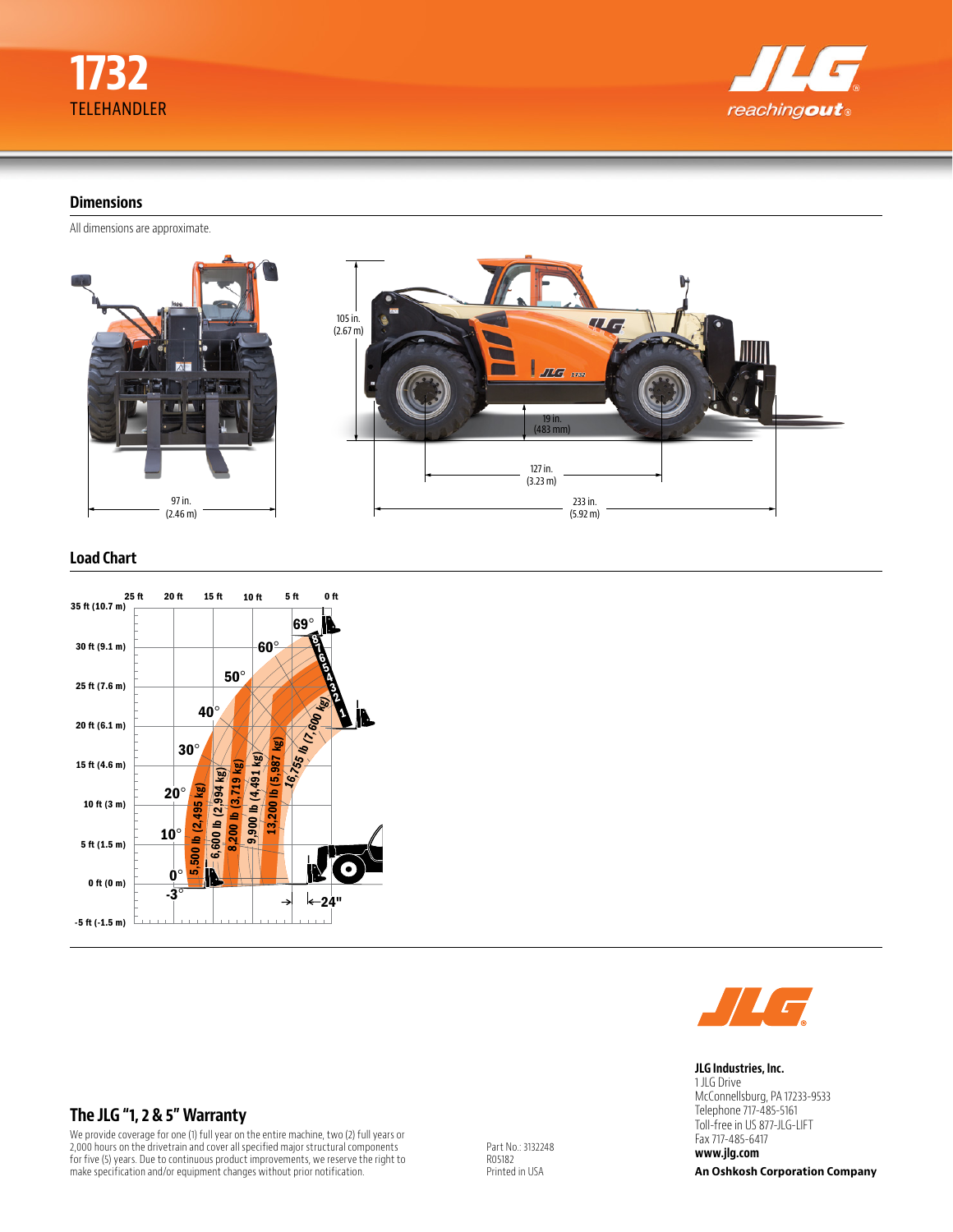# 1732
TELEHANDLER

JLG reachingout

## Dimensions

All dimensions are approximate.

105 in. (2.67 m)

19 in. (483 mm)

127 in. (3.23 m)

97 in. (2.46 m)

233 in. (5.92 m)

## Load Chart

25 ft
20 ft
15 ft
10 ft
5 ft
0 ft

35 ft (10.7 m)
30 ft (9.1 m)
25 ft (7.6 m)
20 ft (6.1 m)
15 ft (4.6 m)
10 ft (3 m)
5 ft (1.5 m)
0 ft (0 m)
-5 ft (-1.5 m)

69°
60°
50°
40°
30°
20°
10°
0°
-3°

8
7
6
5
4
3
2
1

5,500 lb (2,495 kg)
6,600 lb (2,994 kg)
8,200 lb (3,719 kg)
9,900 lb (4,491 kg)
13,200 lb (5,987 kg)
16,755 lb (7,600 kg)

24"

## The JLG "1, 2 & 5" Warranty

We provide coverage for one (1) full year on the entire machine, two (2) full years or 2,000 hours on the drivetrain and cover all specified major structural components for five (5) years. Due to continuous product improvements, we reserve the right to make specification and/or equipment changes without prior notification.

Part No.: 3132248
R05182
Printed in USA

**JLG Industries, Inc.**
1 JLG Drive
McConnellsburg, PA 17233-9533
Telephone 717-485-5161
Toll-free in US 877-JLG-LIFT
Fax 717-485-6417
**www.jlg.com**
**An Oshkosh Corporation Company**